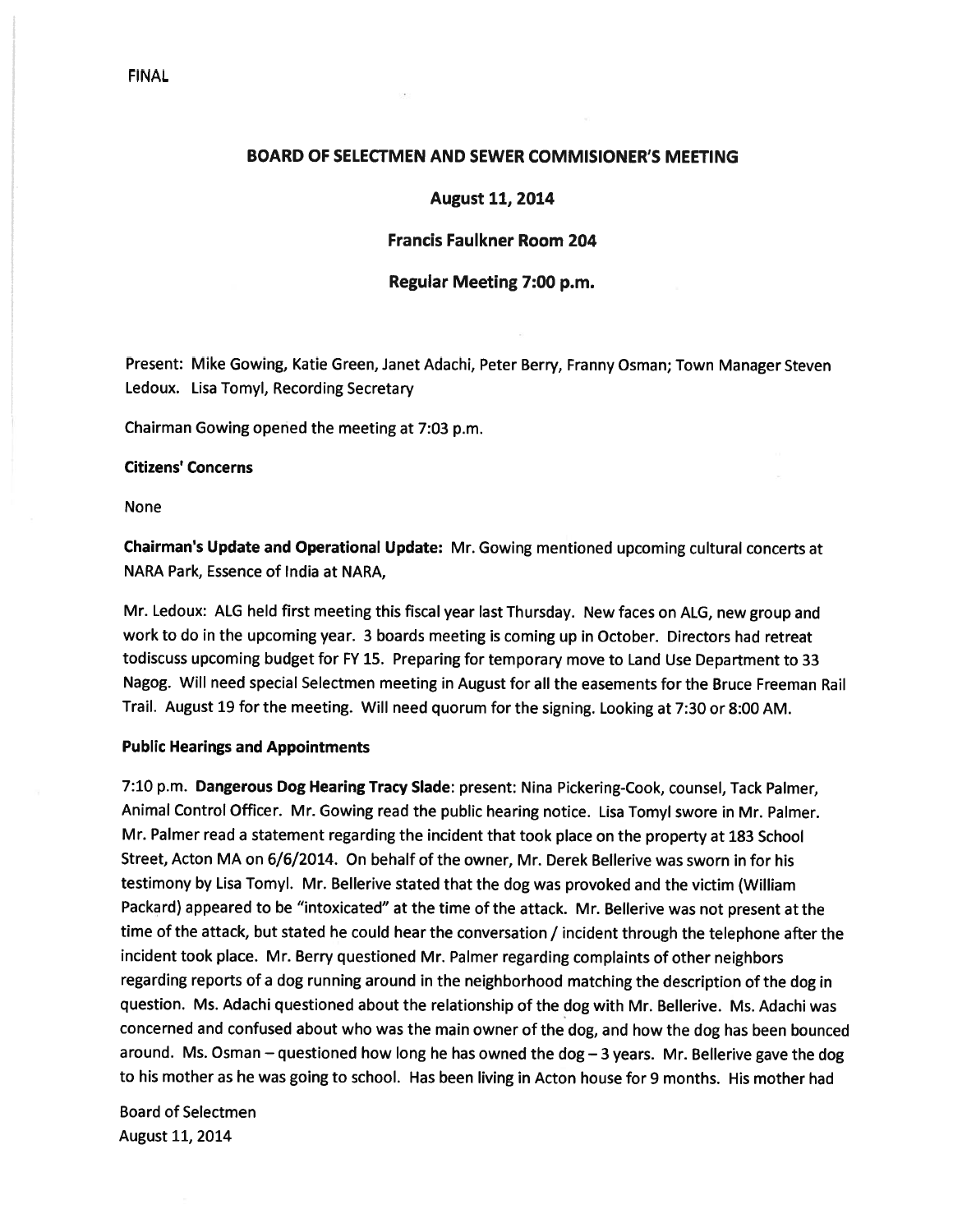FINAL

# BOARD OF SELECTMEN AND SEWER COMMISIONER'S MEETING

## August 11, 2014

## Francis Faulkner Room 204

## Regular Meeting 7:00 p.m.

Present: Mike Gowing, Katie Green, Janet Adachi, Peter Berry, Franny Osman; Town Manager Steven Ledoux. Lisa Tomyl, Recording Secretary

Chairman Gowing opened the meeting at 7:03 p.m.

**Citizens' Concerns**

None

**Chairman's Update and Operational Update:** Mr. Gowing mentioned upcoming cultural concerts at NARA Park, Essence of India at NARA,

Mr. Ledoux: ALG held first meeting this fiscal year last Thursday. New faces on ALG, new group and work to do in the upcoming year. 3 boards meeting is coming up in October. Directors had retreat todiscuss upcoming budget for FY 15. Preparing for temporary move to Land Use Department to 33 Nagog. Will need special Selectmen meeting in August for all the easements for the Bruce Freeman Rail Trail. August 19 for the meeting. Will need quorum for the signing. Looking at 7:30 or 8:00 AM.

**Public Hearings and Appointments**

7:10 p.m. **Dangerous Dog Hearing Tracy Slade**: present: Nina Pickering-Cook, counsel, Tack Palmer, Animal Control Officer. Mr. Gowing read the public hearing notice. Lisa Tomyl swore in Mr. Palmer. Mr. Palmer read a statement regarding the incident that took place on the property at 183 School Street, Acton MA on 6/6/2014. On behalf of the owner, Mr. Derek Bellerive was sworn in for his testimony by Lisa Tomyl. Mr. Bellerive stated that the dog was provoked and the victim (William Packard) appeared to be "intoxicated" at the time of the attack. Mr. Bellerive was not present at the time of the attack, but stated he could hear the conversation / incident through the telephone after the incident took place. Mr. Berry questioned Mr. Palmer regarding complaints of other neighbors regarding reports of a dog running around in the neighborhood matching the description of the dog in question. Ms. Adachi questioned about the relationship of the dog with Mr. Bellerive. Ms. Adachi was concerned and confused about who was the main owner of the dog, and how the dog has been bounced around. Ms. Osman – questioned how long he has owned the dog – 3 years. Mr. Bellerive gave the dog to his mother as he was going to school. Has been living in Acton house for 9 months. His mother had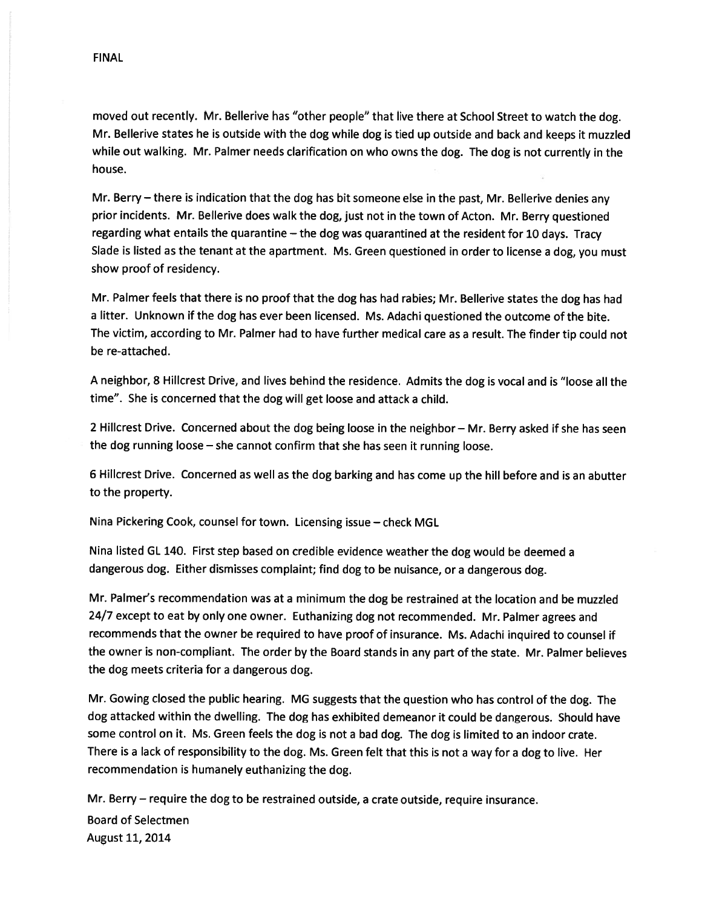moved out recently. Mr. Bellerive has "other people" that live there at School Street to watch the dog. Mr. Bellerive states he is outside with the dog while dog is tied up outside and back and keeps it muzzled while out walking. Mr. Palmer needs clarification on who owns the dog. The dog is not currently in the house.

Mr. Berry – there is indication that the dog has bit someone else in the past, Mr. Bellerive denies any prior incidents. Mr. Bellerive does walk the dog, just not in the town of Acton. Mr. Berry questioned regarding what entails the quarantine – the dog was quarantined at the resident for 10 days. Tracy Slade is listed as the tenant at the apartment. Ms. Green questioned in order to license a dog, you must show proof of residency.

Mr. Palmer feels that there is no proof that the dog has had rabies; Mr. Bellerive states the dog has had a litter. Unknown if the dog has ever been licensed. Ms. Adachi questioned the outcome of the bite. The victim, according to Mr. Palmer had to have further medical care as a result. The finder tip could not be re-attached.

A neighbor, 8 Hillcrest Drive, and lives behind the residence. Admits the dog is vocal and is "loose all the time". She is concerned that the dog will get loose and attack a child.

2 Hillcrest Drive. Concerned about the dog being loose in the neighbor – Mr. Berry asked if she has seen the dog running loose – she cannot confirm that she has seen it running loose.

6 Hillcrest Drive. Concerned as well as the dog barking and has come up the hill before and is an abutter to the property.

Nina Pickering Cook, counsel for town. Licensing issue – check MGL

Nina listed GL 140. First step based on credible evidence weather the dog would be deemed a dangerous dog. Either dismisses complaint; find dog to be nuisance, or a dangerous dog.

Mr. Palmer's recommendation was at a minimum the dog be restrained at the location and be muzzled 24/7 except to eat by only one owner. Euthanizing dog not recommended. Mr. Palmer agrees and recommends that the owner be required to have proof of insurance. Ms. Adachi inquired to counsel if the owner is non-compliant. The order by the Board stands in any part of the state. Mr. Palmer believes the dog meets criteria for a dangerous dog.

Mr. Gowing closed the public hearing. MG suggests that the question who has control of the dog. The dog attacked within the dwelling. The dog has exhibited demeanor it could be dangerous. Should have some control on it. Ms. Green feels the dog is not a bad dog. The dog is limited to an indoor crate. There is a lack of responsibility to the dog. Ms. Green felt that this is not a way for a dog to live. Her recommendation is humanely euthanizing the dog.

Mr. Berry – require the dog to be restrained outside, a crate outside, require insurance.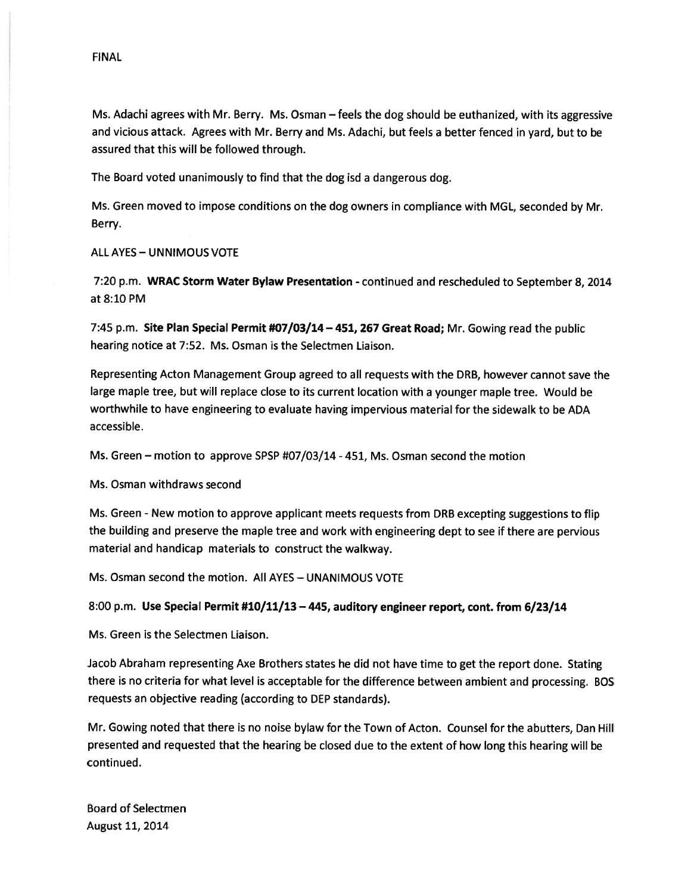FINAL

Ms. Adachi agrees with Mr. Berry. Ms. Osman – feels the dog should be euthanized, with its aggressive and vicious attack. Agrees with Mr. Berry and Ms. Adachi, but feels a better fenced in yard, but to be assured that this will be followed through.

The Board voted unanimously to find that the dog isd a dangerous dog.

Ms. Green moved to impose conditions on the dog owners in compliance with MGL, seconded by Mr. Berry.

ALL AYES – UNNIMOUS VOTE

7:20 p.m. **WRAC Storm Water Bylaw Presentation** - continued and rescheduled to September 8, 2014 at 8:10 PM

7:45 p.m. **Site Plan Special Permit #07/03/14 – 451, 267 Great Road;** Mr. Gowing read the public hearing notice at 7:52. Ms. Osman is the Selectmen Liaison.

Representing Acton Management Group agreed to all requests with the DRB, however cannot save the large maple tree, but will replace close to its current location with a younger maple tree. Would be worthwhile to have engineering to evaluate having impervious material for the sidewalk to be ADA accessible.

Ms. Green – motion to approve SPSP #07/03/14 - 451, Ms. Osman second the motion

Ms. Osman withdraws second

Ms. Green - New motion to approve applicant meets requests from DRB excepting suggestions to flip the building and preserve the maple tree and work with engineering dept to see if there are pervious material and handicap materials to construct the walkway.

Ms. Osman second the motion. All AYES – UNANIMOUS VOTE

**8:00 p.m. Use Special Permit #10/11/13 – 445, auditory engineer report, cont. from 6/23/14**

Ms. Green is the Selectmen Liaison.

Jacob Abraham representing Axe Brothers states he did not have time to get the report done. Stating there is no criteria for what level is acceptable for the difference between ambient and processing. BOS requests an objective reading (according to DEP standards).

Mr. Gowing noted that there is no noise bylaw for the Town of Acton. Counsel for the abutters, Dan Hill presented and requested that the hearing be closed due to the extent of how long this hearing will be continued.

Board of Selectmen
August 11, 2014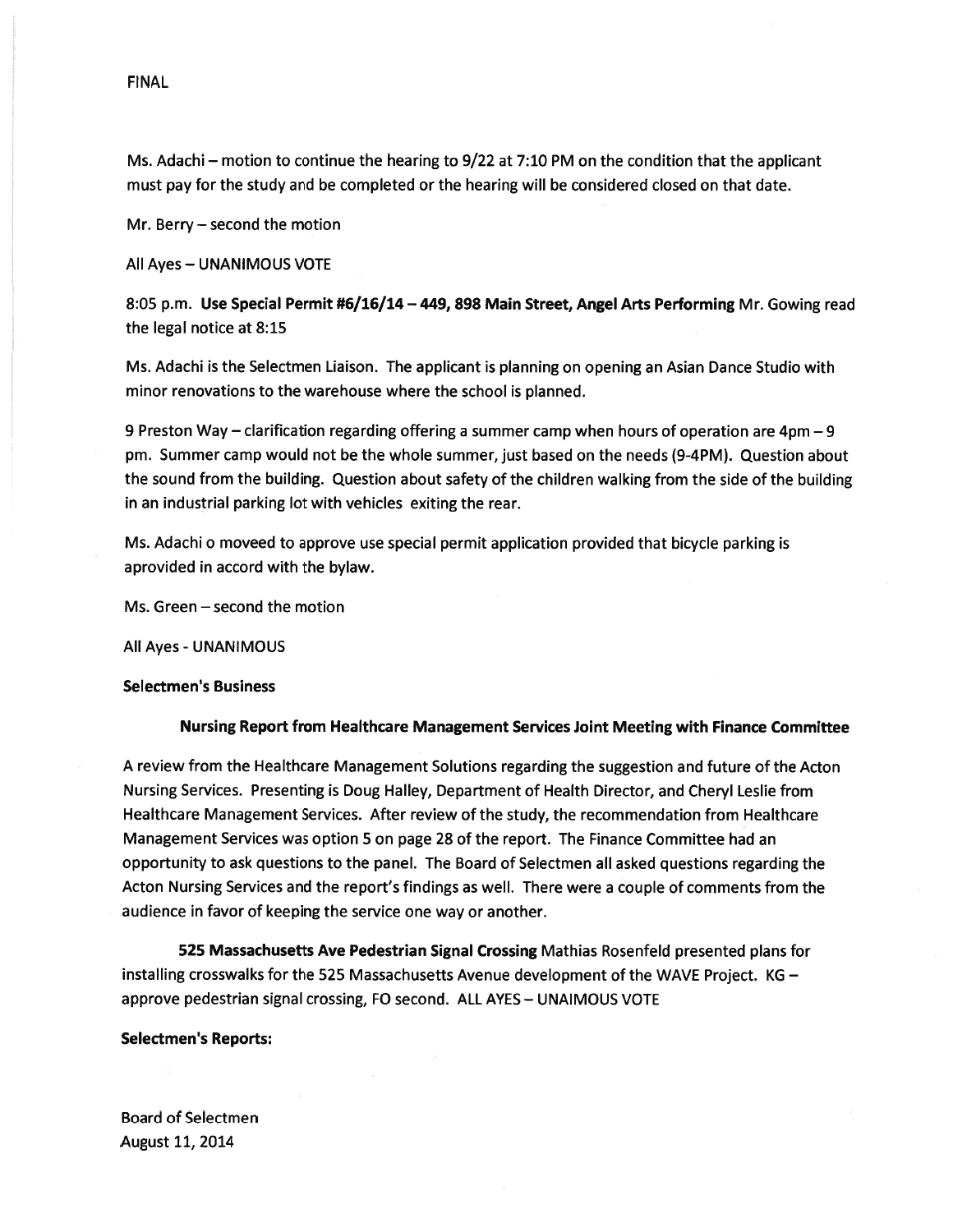FINAL

Ms. Adachi – motion to continue the hearing to 9/22 at 7:10 PM on the condition that the applicant must pay for the study and be completed or the hearing will be considered closed on that date.

Mr. Berry – second the motion

All Ayes – UNANIMOUS VOTE

8:05 p.m. **Use Special Permit #6/16/14 – 449, 898 Main Street, Angel Arts Performing** Mr. Gowing read the legal notice at 8:15

Ms. Adachi is the Selectmen Liaison. The applicant is planning on opening an Asian Dance Studio with minor renovations to the warehouse where the school is planned.

9 Preston Way – clarification regarding offering a summer camp when hours of operation are 4pm – 9 pm. Summer camp would not be the whole summer, just based on the needs (9-4PM). Question about the sound from the building. Question about safety of the children walking from the side of the building in an industrial parking lot with vehicles exiting the rear.

Ms. Adachi o moveed to approve use special permit application provided that bicycle parking is aprovided in accord with the bylaw.

Ms. Green – second the motion

All Ayes - UNANIMOUS

**Selectmen's Business**

**Nursing Report from Healthcare Management Services Joint Meeting with Finance Committee**

A review from the Healthcare Management Solutions regarding the suggestion and future of the Acton Nursing Services. Presenting is Doug Halley, Department of Health Director, and Cheryl Leslie from Healthcare Management Services. After review of the study, the recommendation from Healthcare Management Services was option 5 on page 28 of the report. The Finance Committee had an opportunity to ask questions to the panel. The Board of Selectmen all asked questions regarding the Acton Nursing Services and the report's findings as well. There were a couple of comments from the audience in favor of keeping the service one way or another.

**525 Massachusetts Ave Pedestrian Signal Crossing** Mathias Rosenfeld presented plans for installing crosswalks for the 525 Massachusetts Avenue development of the WAVE Project. KG – approve pedestrian signal crossing, FO second. ALL AYES – UNAIMOUS VOTE

**Selectmen's Reports:**

Board of Selectmen
August 11, 2014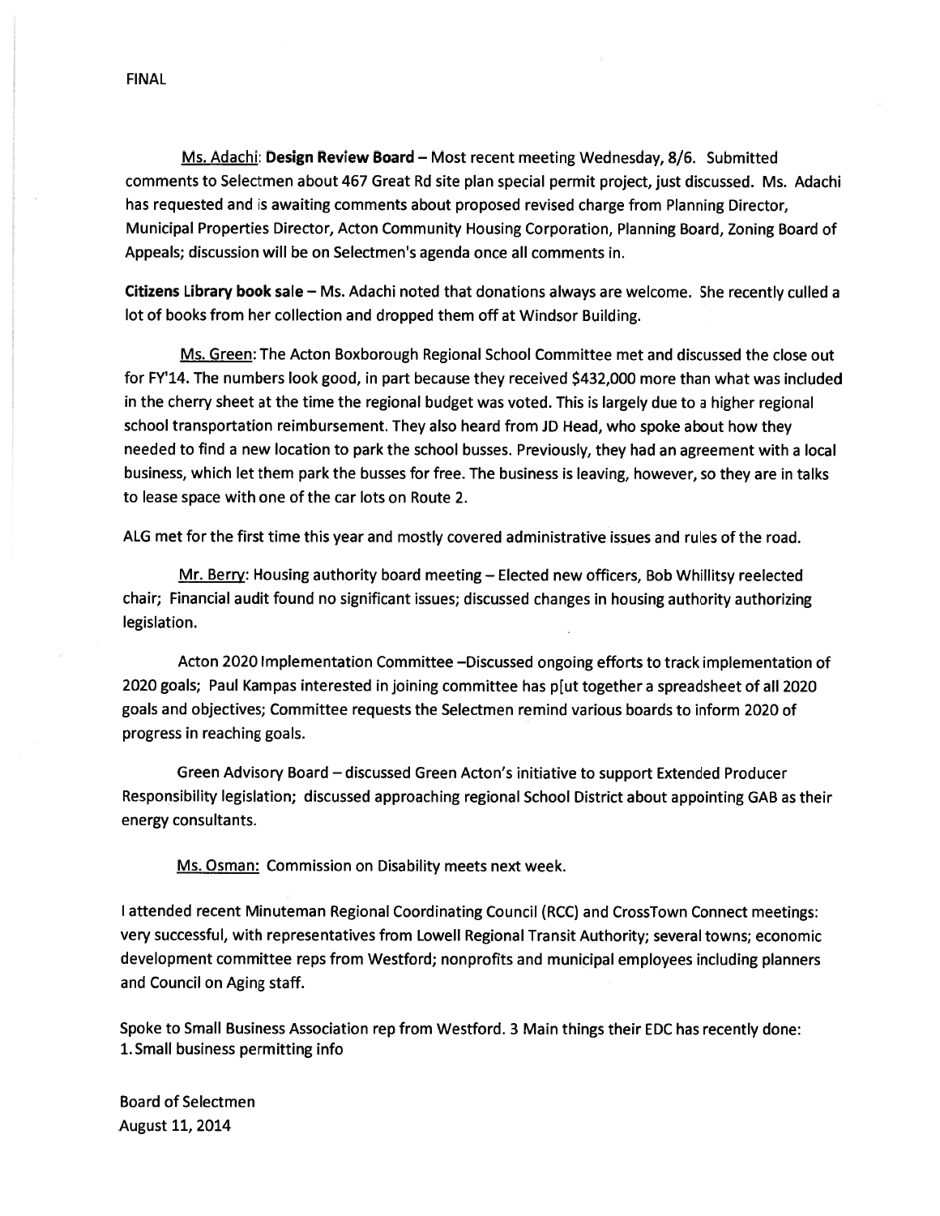FINAL

<u>Ms. Adachi</u>: **Design Review Board** – Most recent meeting Wednesday, 8/6. Submitted comments to Selectmen about 467 Great Rd site plan special permit project, just discussed. Ms. Adachi has requested and is awaiting comments about proposed revised charge from Planning Director, Municipal Properties Director, Acton Community Housing Corporation, Planning Board, Zoning Board of Appeals; discussion will be on Selectmen's agenda once all comments in.

**Citizens Library book sale** – Ms. Adachi noted that donations always are welcome. She recently culled a lot of books from her collection and dropped them off at Windsor Building.

<u>Ms. Green</u>: The Acton Boxborough Regional School Committee met and discussed the close out for FY'14. The numbers look good, in part because they received $432,000 more than what was included in the cherry sheet at the time the regional budget was voted. This is largely due to a higher regional school transportation reimbursement. They also heard from JD Head, who spoke about how they needed to find a new location to park the school busses. Previously, they had an agreement with a local business, which let them park the busses for free. The business is leaving, however, so they are in talks to lease space with one of the car lots on Route 2.

ALG met for the first time this year and mostly covered administrative issues and rules of the road.

<u>Mr. Berry</u>: Housing authority board meeting – Elected new officers, Bob Whillitsy reelected chair; Financial audit found no significant issues; discussed changes in housing authority authorizing legislation.

Acton 2020 Implementation Committee –Discussed ongoing efforts to track implementation of 2020 goals; Paul Kampas interested in joining committee has p[ut together a spreadsheet of all 2020 goals and objectives; Committee requests the Selectmen remind various boards to inform 2020 of progress in reaching goals.

Green Advisory Board – discussed Green Acton's initiative to support Extended Producer Responsibility legislation; discussed approaching regional School District about appointing GAB as their energy consultants.

<u>Ms. Osman:</u> Commission on Disability meets next week.

I attended recent Minuteman Regional Coordinating Council (RCC) and CrossTown Connect meetings: very successful, with representatives from Lowell Regional Transit Authority; several towns; economic development committee reps from Westford; nonprofits and municipal employees including planners and Council on Aging staff.

Spoke to Small Business Association rep from Westford. 3 Main things their EDC has recently done:

1. Small business permitting info

Board of Selectmen
August 11, 2014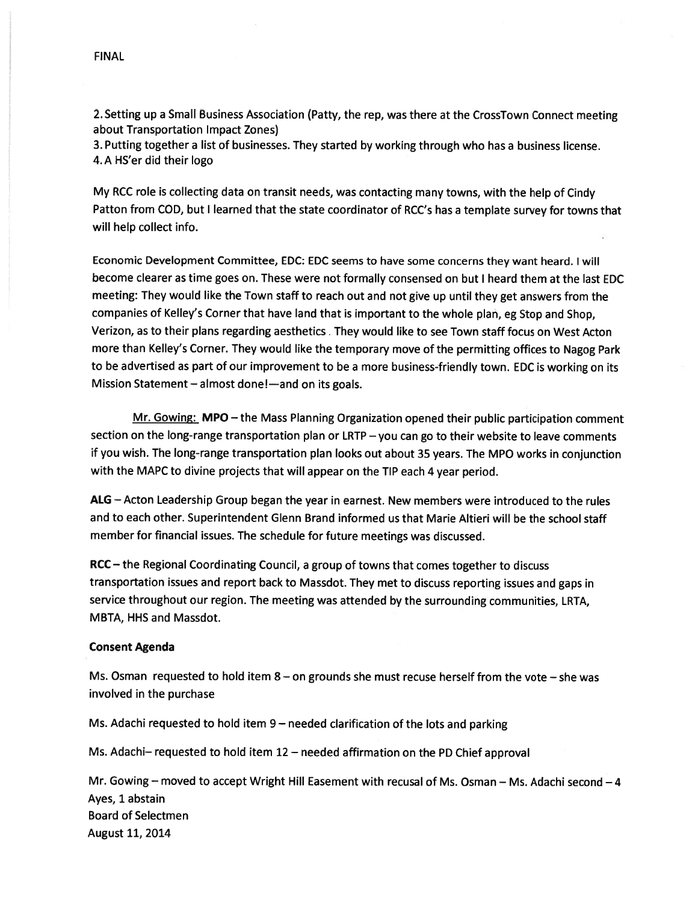2. Setting up a Small Business Association (Patty, the rep, was there at the CrossTown Connect meeting about Transportation Impact Zones)
3. Putting together a list of businesses. They started by working through who has a business license.
4. A HS'er did their logo

My RCC role is collecting data on transit needs, was contacting many towns, with the help of Cindy Patton from COD, but I learned that the state coordinator of RCC's has a template survey for towns that will help collect info.

Economic Development Committee, EDC: EDC seems to have some concerns they want heard. I will become clearer as time goes on. These were not formally consensed on but I heard them at the last EDC meeting: They would like the Town staff to reach out and not give up until they get answers from the companies of Kelley's Corner that have land that is important to the whole plan, eg Stop and Shop, Verizon, as to their plans regarding aesthetics. They would like to see Town staff focus on West Acton more than Kelley's Corner. They would like the temporary move of the permitting offices to Nagog Park to be advertised as part of our improvement to be a more business-friendly town. EDC is working on its Mission Statement – almost done!—and on its goals.

<u>Mr. Gowing:</u> **MPO** – the Mass Planning Organization opened their public participation comment section on the long-range transportation plan or LRTP – you can go to their website to leave comments if you wish. The long-range transportation plan looks out about 35 years. The MPO works in conjunction with the MAPC to divine projects that will appear on the TIP each 4 year period.

**ALG** – Acton Leadership Group began the year in earnest. New members were introduced to the rules and to each other. Superintendent Glenn Brand informed us that Marie Altieri will be the school staff member for financial issues. The schedule for future meetings was discussed.

**RCC** – the Regional Coordinating Council, a group of towns that comes together to discuss transportation issues and report back to Massdot. They met to discuss reporting issues and gaps in service throughout our region. The meeting was attended by the surrounding communities, LRTA, MBTA, HHS and Massdot.

**Consent Agenda**

Ms. Osman requested to hold item 8 – on grounds she must recuse herself from the vote – she was involved in the purchase

Ms. Adachi requested to hold item 9 – needed clarification of the lots and parking

Ms. Adachi– requested to hold item 12 – needed affirmation on the PD Chief approval

Mr. Gowing – moved to accept Wright Hill Easement with recusal of Ms. Osman – Ms. Adachi second – 4 Ayes, 1 abstain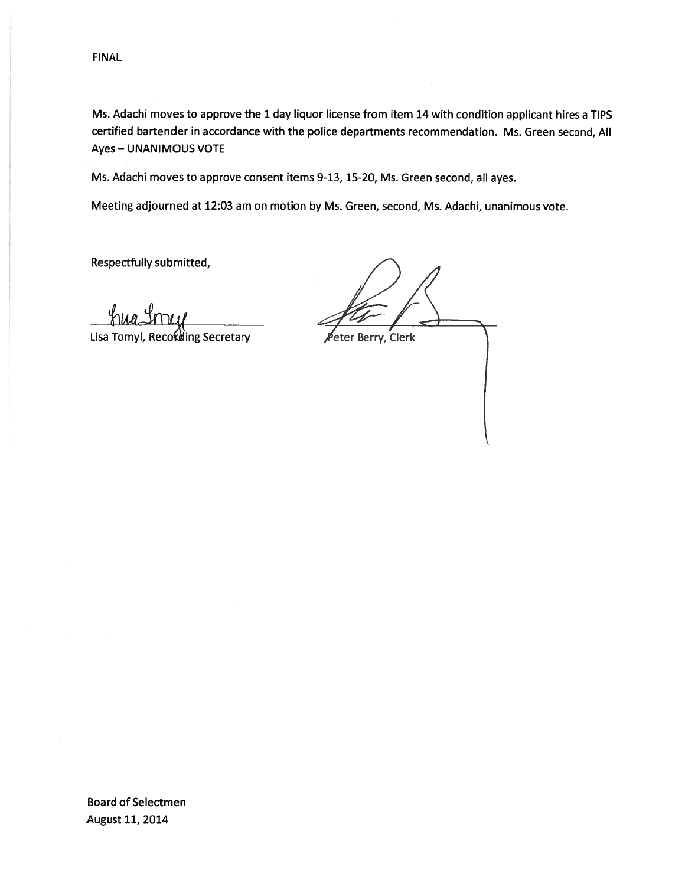FINAL

Ms. Adachi moves to approve the 1 day liquor license from item 14 with condition applicant hires a TIPS certified bartender in accordance with the police departments recommendation. Ms. Green second, All Ayes – UNANIMOUS VOTE

Ms. Adachi moves to approve consent items 9-13, 15-20, Ms. Green second, all ayes.

Meeting adjourned at 12:03 am on motion by Ms. Green, second, Ms. Adachi, unanimous vote.

Respectfully submitted,

Lisa Tomyl, Recording Secretary

Peter Berry, Clerk

Board of Selectmen
August 11, 2014